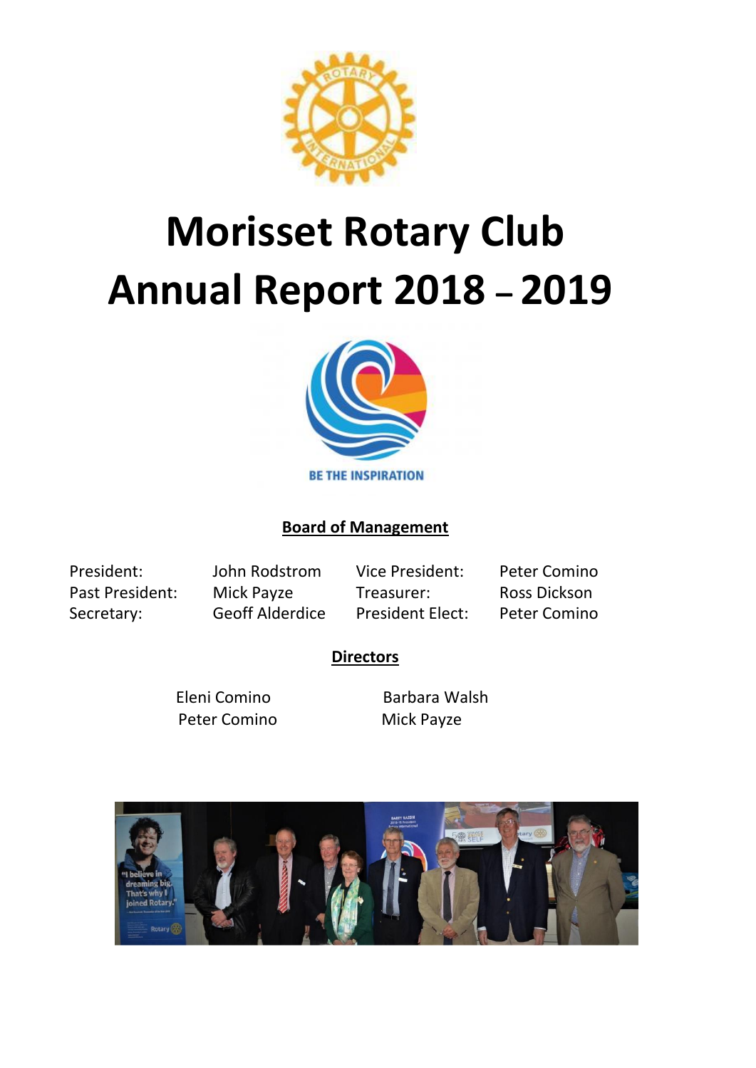# Morisset Rotary Club Annual Report 2018 – 2019

BE THE INSPIRATION

## Board of Management

| | | | |
|---|---|---|---|
| President: | John Rodstrom | Vice President: | Peter Comino |
| Past President: | Mick Payze | Treasurer: | Ross Dickson |
| Secretary: | Geoff Alderdice | President Elect: | Peter Comino |

## Directors

| | |
|---|---|
| Eleni Comino | Barbara Walsh |
| Peter Comino | Mick Payze |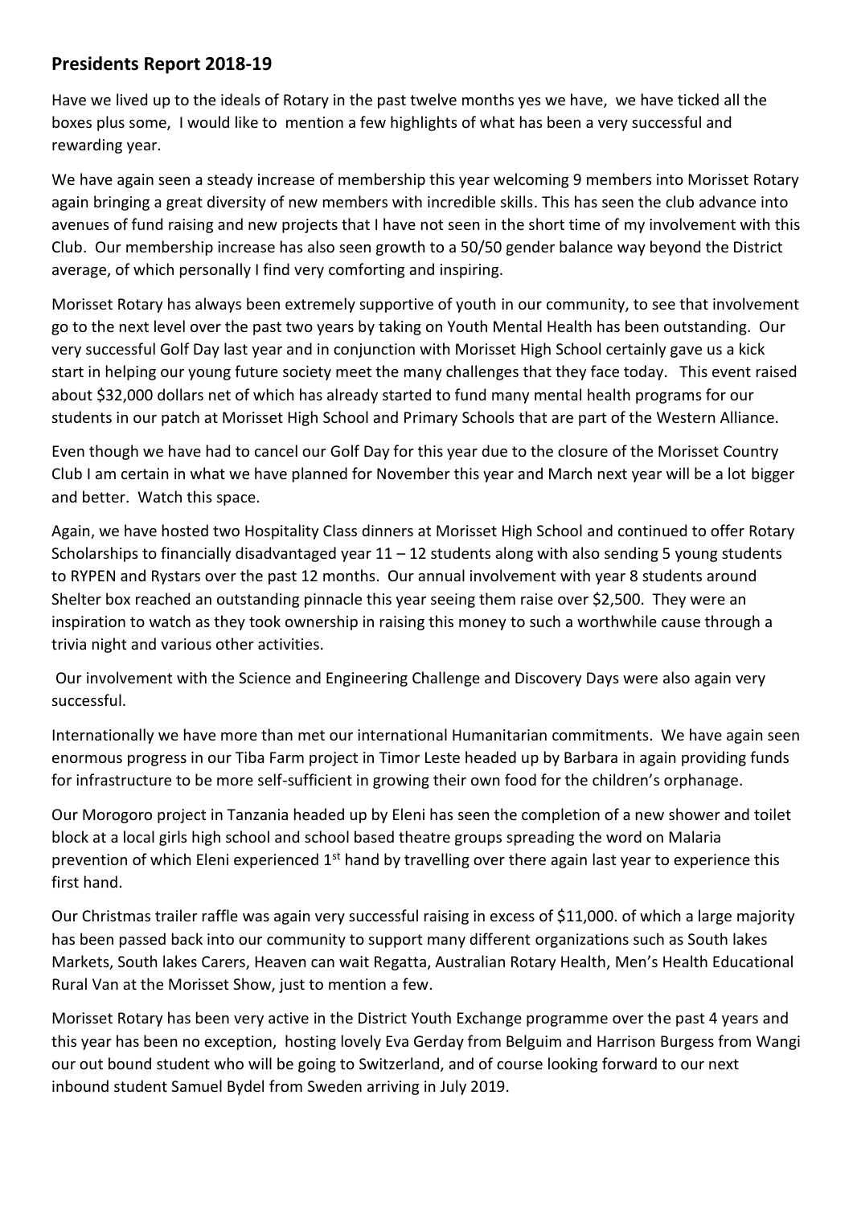## Presidents Report 2018-19

Have we lived up to the ideals of Rotary in the past twelve months yes we have, we have ticked all the boxes plus some, I would like to mention a few highlights of what has been a very successful and rewarding year.

We have again seen a steady increase of membership this year welcoming 9 members into Morisset Rotary again bringing a great diversity of new members with incredible skills. This has seen the club advance into avenues of fund raising and new projects that I have not seen in the short time of my involvement with this Club. Our membership increase has also seen growth to a 50/50 gender balance way beyond the District average, of which personally I find very comforting and inspiring.

Morisset Rotary has always been extremely supportive of youth in our community, to see that involvement go to the next level over the past two years by taking on Youth Mental Health has been outstanding. Our very successful Golf Day last year and in conjunction with Morisset High School certainly gave us a kick start in helping our young future society meet the many challenges that they face today. This event raised about $32,000 dollars net of which has already started to fund many mental health programs for our students in our patch at Morisset High School and Primary Schools that are part of the Western Alliance.

Even though we have had to cancel our Golf Day for this year due to the closure of the Morisset Country Club I am certain in what we have planned for November this year and March next year will be a lot bigger and better. Watch this space.

Again, we have hosted two Hospitality Class dinners at Morisset High School and continued to offer Rotary Scholarships to financially disadvantaged year 11 – 12 students along with also sending 5 young students to RYPEN and Rystars over the past 12 months. Our annual involvement with year 8 students around Shelter box reached an outstanding pinnacle this year seeing them raise over $2,500. They were an inspiration to watch as they took ownership in raising this money to such a worthwhile cause through a trivia night and various other activities.

Our involvement with the Science and Engineering Challenge and Discovery Days were also again very successful.

Internationally we have more than met our international Humanitarian commitments. We have again seen enormous progress in our Tiba Farm project in Timor Leste headed up by Barbara in again providing funds for infrastructure to be more self-sufficient in growing their own food for the children's orphanage.

Our Morogoro project in Tanzania headed up by Eleni has seen the completion of a new shower and toilet block at a local girls high school and school based theatre groups spreading the word on Malaria prevention of which Eleni experienced 1st hand by travelling over there again last year to experience this first hand.

Our Christmas trailer raffle was again very successful raising in excess of $11,000. of which a large majority has been passed back into our community to support many different organizations such as South lakes Markets, South lakes Carers, Heaven can wait Regatta, Australian Rotary Health, Men's Health Educational Rural Van at the Morisset Show, just to mention a few.

Morisset Rotary has been very active in the District Youth Exchange programme over the past 4 years and this year has been no exception, hosting lovely Eva Gerday from Belguim and Harrison Burgess from Wangi our out bound student who will be going to Switzerland, and of course looking forward to our next inbound student Samuel Bydel from Sweden arriving in July 2019.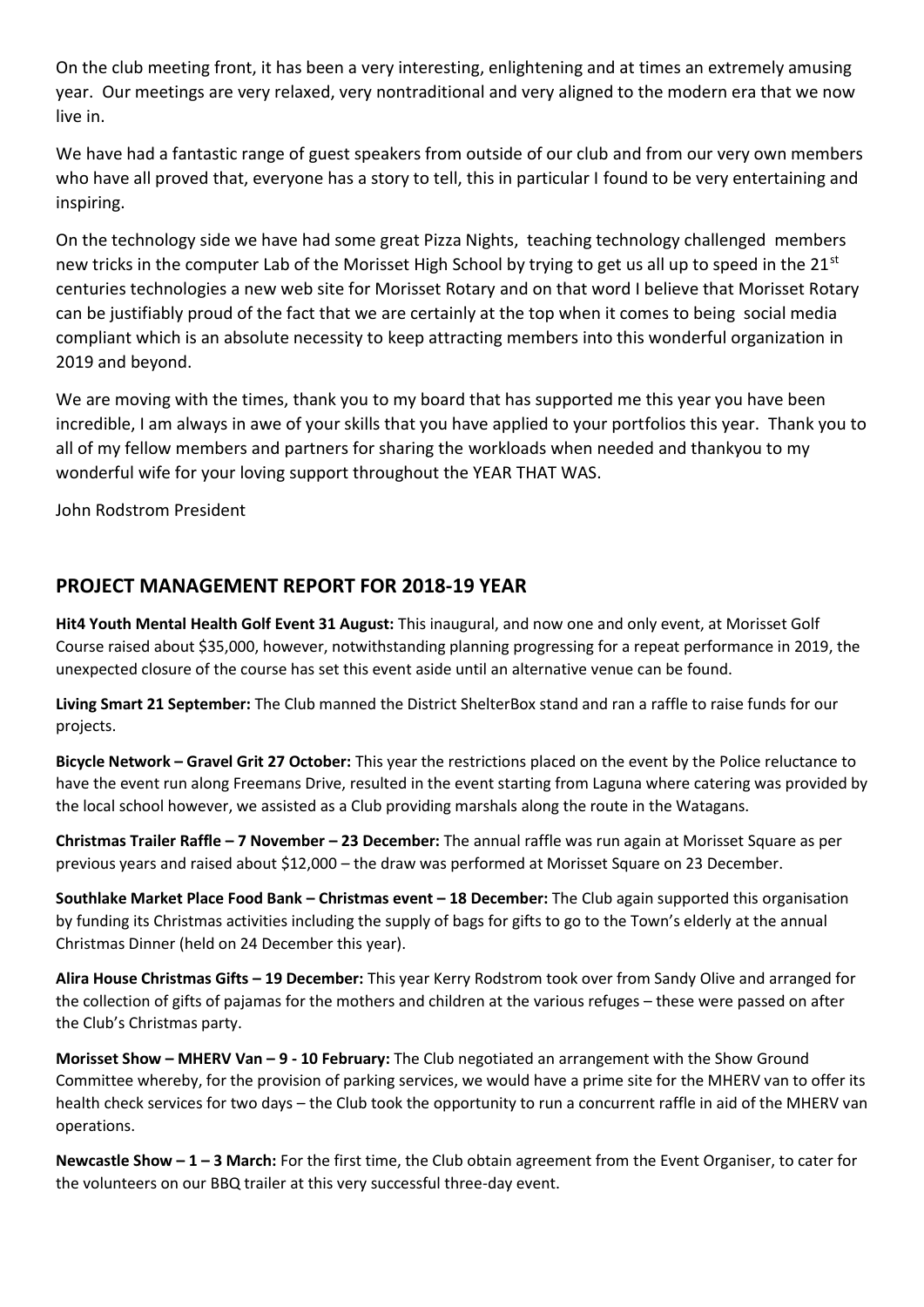On the club meeting front, it has been a very interesting, enlightening and at times an extremely amusing year. Our meetings are very relaxed, very nontraditional and very aligned to the modern era that we now live in.

We have had a fantastic range of guest speakers from outside of our club and from our very own members who have all proved that, everyone has a story to tell, this in particular I found to be very entertaining and inspiring.

On the technology side we have had some great Pizza Nights, teaching technology challenged members new tricks in the computer Lab of the Morisset High School by trying to get us all up to speed in the 21st centuries technologies a new web site for Morisset Rotary and on that word I believe that Morisset Rotary can be justifiably proud of the fact that we are certainly at the top when it comes to being social media compliant which is an absolute necessity to keep attracting members into this wonderful organization in 2019 and beyond.

We are moving with the times, thank you to my board that has supported me this year you have been incredible, I am always in awe of your skills that you have applied to your portfolios this year. Thank you to all of my fellow members and partners for sharing the workloads when needed and thankyou to my wonderful wife for your loving support throughout the YEAR THAT WAS.

John Rodstrom President

## PROJECT MANAGEMENT REPORT FOR 2018-19 YEAR

**Hit4 Youth Mental Health Golf Event 31 August:** This inaugural, and now one and only event, at Morisset Golf Course raised about $35,000, however, notwithstanding planning progressing for a repeat performance in 2019, the unexpected closure of the course has set this event aside until an alternative venue can be found.

**Living Smart 21 September:** The Club manned the District ShelterBox stand and ran a raffle to raise funds for our projects.

**Bicycle Network – Gravel Grit 27 October:** This year the restrictions placed on the event by the Police reluctance to have the event run along Freemans Drive, resulted in the event starting from Laguna where catering was provided by the local school however, we assisted as a Club providing marshals along the route in the Watagans.

**Christmas Trailer Raffle – 7 November – 23 December:** The annual raffle was run again at Morisset Square as per previous years and raised about $12,000 – the draw was performed at Morisset Square on 23 December.

**Southlake Market Place Food Bank – Christmas event – 18 December:** The Club again supported this organisation by funding its Christmas activities including the supply of bags for gifts to go to the Town's elderly at the annual Christmas Dinner (held on 24 December this year).

**Alira House Christmas Gifts – 19 December:** This year Kerry Rodstrom took over from Sandy Olive and arranged for the collection of gifts of pajamas for the mothers and children at the various refuges – these were passed on after the Club's Christmas party.

**Morisset Show – MHERV Van – 9 - 10 February:** The Club negotiated an arrangement with the Show Ground Committee whereby, for the provision of parking services, we would have a prime site for the MHERV van to offer its health check services for two days – the Club took the opportunity to run a concurrent raffle in aid of the MHERV van operations.

**Newcastle Show – 1 – 3 March:** For the first time, the Club obtain agreement from the Event Organiser, to cater for the volunteers on our BBQ trailer at this very successful three-day event.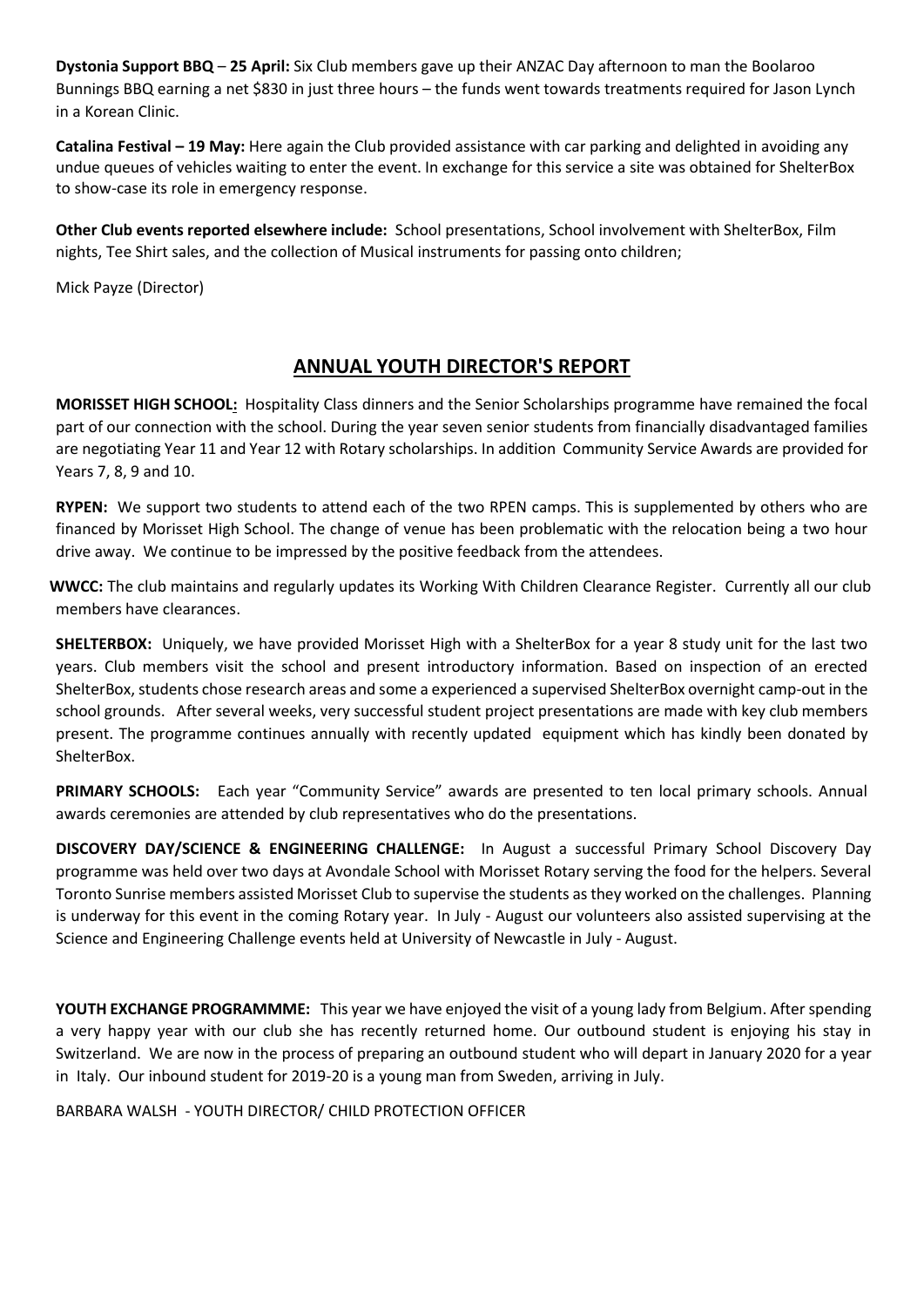**Dystonia Support BBQ** – **25 April:** Six Club members gave up their ANZAC Day afternoon to man the Boolaroo Bunnings BBQ earning a net $830 in just three hours – the funds went towards treatments required for Jason Lynch in a Korean Clinic.

**Catalina Festival – 19 May:** Here again the Club provided assistance with car parking and delighted in avoiding any undue queues of vehicles waiting to enter the event. In exchange for this service a site was obtained for ShelterBox to show-case its role in emergency response.

**Other Club events reported elsewhere include:** School presentations, School involvement with ShelterBox, Film nights, Tee Shirt sales, and the collection of Musical instruments for passing onto children;

Mick Payze (Director)

## ANNUAL YOUTH DIRECTOR'S REPORT

**MORISSET HIGH SCHOOL:** Hospitality Class dinners and the Senior Scholarships programme have remained the focal part of our connection with the school. During the year seven senior students from financially disadvantaged families are negotiating Year 11 and Year 12 with Rotary scholarships. In addition Community Service Awards are provided for Years 7, 8, 9 and 10.

**RYPEN:** We support two students to attend each of the two RPEN camps. This is supplemented by others who are financed by Morisset High School. The change of venue has been problematic with the relocation being a two hour drive away. We continue to be impressed by the positive feedback from the attendees.

**WWCC:** The club maintains and regularly updates its Working With Children Clearance Register. Currently all our club members have clearances.

**SHELTERBOX:** Uniquely, we have provided Morisset High with a ShelterBox for a year 8 study unit for the last two years. Club members visit the school and present introductory information. Based on inspection of an erected ShelterBox, students chose research areas and some a experienced a supervised ShelterBox overnight camp-out in the school grounds. After several weeks, very successful student project presentations are made with key club members present. The programme continues annually with recently updated equipment which has kindly been donated by ShelterBox.

**PRIMARY SCHOOLS:** Each year "Community Service" awards are presented to ten local primary schools. Annual awards ceremonies are attended by club representatives who do the presentations.

**DISCOVERY DAY/SCIENCE & ENGINEERING CHALLENGE:** In August a successful Primary School Discovery Day programme was held over two days at Avondale School with Morisset Rotary serving the food for the helpers. Several Toronto Sunrise members assisted Morisset Club to supervise the students as they worked on the challenges. Planning is underway for this event in the coming Rotary year. In July - August our volunteers also assisted supervising at the Science and Engineering Challenge events held at University of Newcastle in July - August.

**YOUTH EXCHANGE PROGRAMMME:** This year we have enjoyed the visit of a young lady from Belgium. After spending a very happy year with our club she has recently returned home. Our outbound student is enjoying his stay in Switzerland. We are now in the process of preparing an outbound student who will depart in January 2020 for a year in Italy. Our inbound student for 2019-20 is a young man from Sweden, arriving in July.

BARBARA WALSH - YOUTH DIRECTOR/ CHILD PROTECTION OFFICER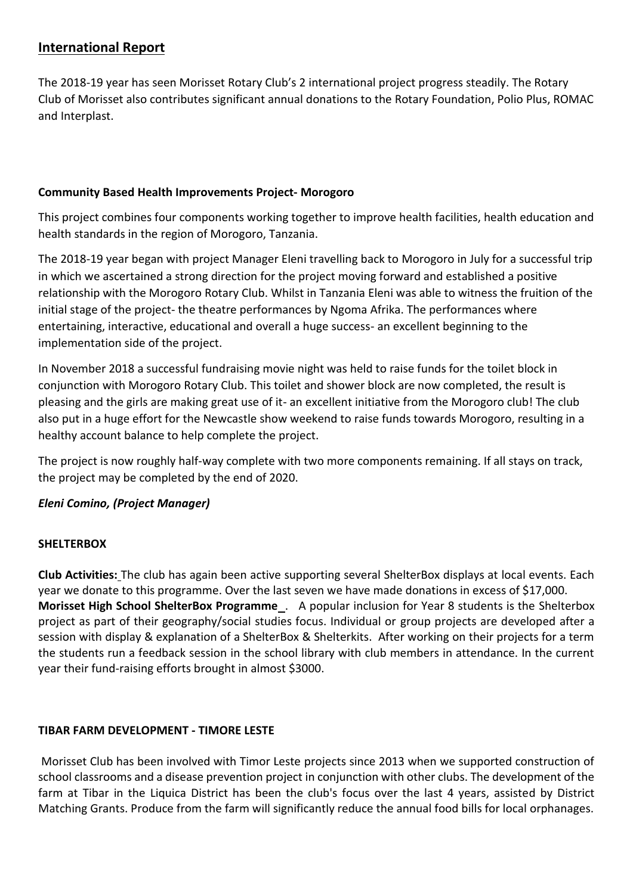## International Report

The 2018-19 year has seen Morisset Rotary Club's 2 international project progress steadily. The Rotary Club of Morisset also contributes significant annual donations to the Rotary Foundation, Polio Plus, ROMAC and Interplast.

### Community Based Health Improvements Project- Morogoro

This project combines four components working together to improve health facilities, health education and health standards in the region of Morogoro, Tanzania.

The 2018-19 year began with project Manager Eleni travelling back to Morogoro in July for a successful trip in which we ascertained a strong direction for the project moving forward and established a positive relationship with the Morogoro Rotary Club. Whilst in Tanzania Eleni was able to witness the fruition of the initial stage of the project- the theatre performances by Ngoma Afrika. The performances where entertaining, interactive, educational and overall a huge success- an excellent beginning to the implementation side of the project.

In November 2018 a successful fundraising movie night was held to raise funds for the toilet block in conjunction with Morogoro Rotary Club. This toilet and shower block are now completed, the result is pleasing and the girls are making great use of it- an excellent initiative from the Morogoro club! The club also put in a huge effort for the Newcastle show weekend to raise funds towards Morogoro, resulting in a healthy account balance to help complete the project.

The project is now roughly half-way complete with two more components remaining. If all stays on track, the project may be completed by the end of 2020.

***Eleni Comino, (Project Manager)***

### SHELTERBOX

**Club Activities:** The club has again been active supporting several ShelterBox displays at local events. Each year we donate to this programme. Over the last seven we have made donations in excess of $17,000.
**Morisset High School ShelterBox Programme** . A popular inclusion for Year 8 students is the Shelterbox project as part of their geography/social studies focus. Individual or group projects are developed after a session with display & explanation of a ShelterBox & Shelterkits. After working on their projects for a term the students run a feedback session in the school library with club members in attendance. In the current year their fund-raising efforts brought in almost $3000.

### TIBAR FARM DEVELOPMENT - TIMORE LESTE

Morisset Club has been involved with Timor Leste projects since 2013 when we supported construction of school classrooms and a disease prevention project in conjunction with other clubs. The development of the farm at Tibar in the Liquica District has been the club's focus over the last 4 years, assisted by District Matching Grants. Produce from the farm will significantly reduce the annual food bills for local orphanages.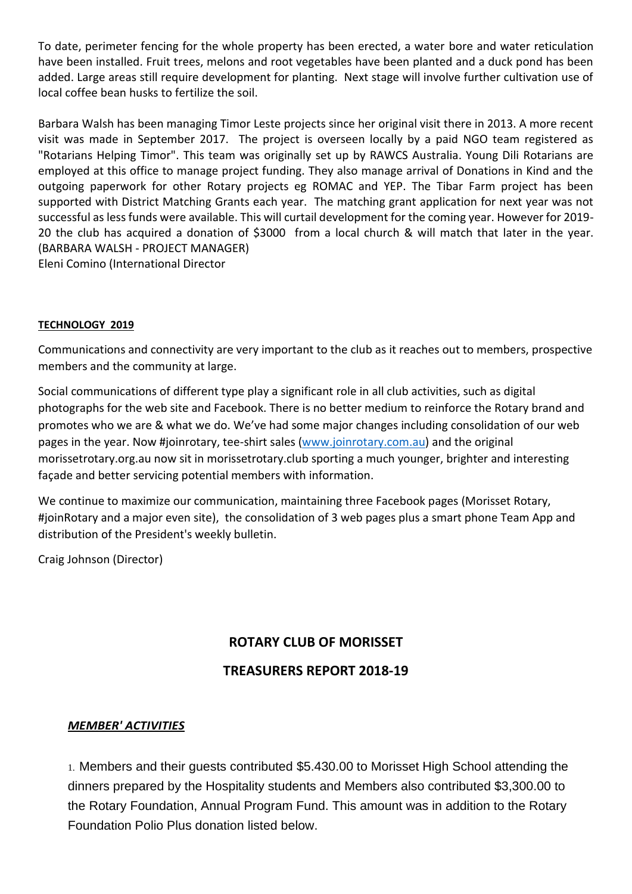To date, perimeter fencing for the whole property has been erected, a water bore and water reticulation have been installed. Fruit trees, melons and root vegetables have been planted and a duck pond has been added. Large areas still require development for planting. Next stage will involve further cultivation use of local coffee bean husks to fertilize the soil.

Barbara Walsh has been managing Timor Leste projects since her original visit there in 2013. A more recent visit was made in September 2017. The project is overseen locally by a paid NGO team registered as "Rotarians Helping Timor". This team was originally set up by RAWCS Australia. Young Dili Rotarians are employed at this office to manage project funding. They also manage arrival of Donations in Kind and the outgoing paperwork for other Rotary projects eg ROMAC and YEP. The Tibar Farm project has been supported with District Matching Grants each year. The matching grant application for next year was not successful as less funds were available. This will curtail development for the coming year. However for 2019-20 the club has acquired a donation of $3000 from a local church & will match that later in the year. (BARBARA WALSH - PROJECT MANAGER)
Eleni Comino (International Director

**TECHNOLOGY 2019**

Communications and connectivity are very important to the club as it reaches out to members, prospective members and the community at large.

Social communications of different type play a significant role in all club activities, such as digital photographs for the web site and Facebook. There is no better medium to reinforce the Rotary brand and promotes who we are & what we do. We've had some major changes including consolidation of our web pages in the year. Now #joinrotary, tee-shirt sales (www.joinrotary.com.au) and the original morissetrotary.org.au now sit in morissetrotary.club sporting a much younger, brighter and interesting façade and better servicing potential members with information.

We continue to maximize our communication, maintaining three Facebook pages (Morisset Rotary, #joinRotary and a major even site), the consolidation of 3 web pages plus a smart phone Team App and distribution of the President's weekly bulletin.

Craig Johnson (Director)

## ROTARY CLUB OF MORISSET

## TREASURERS REPORT 2018-19

***MEMBER' ACTIVITIES***

1. Members and their guests contributed $5.430.00 to Morisset High School attending the dinners prepared by the Hospitality students and Members also contributed $3,300.00 to the Rotary Foundation, Annual Program Fund. This amount was in addition to the Rotary Foundation Polio Plus donation listed below.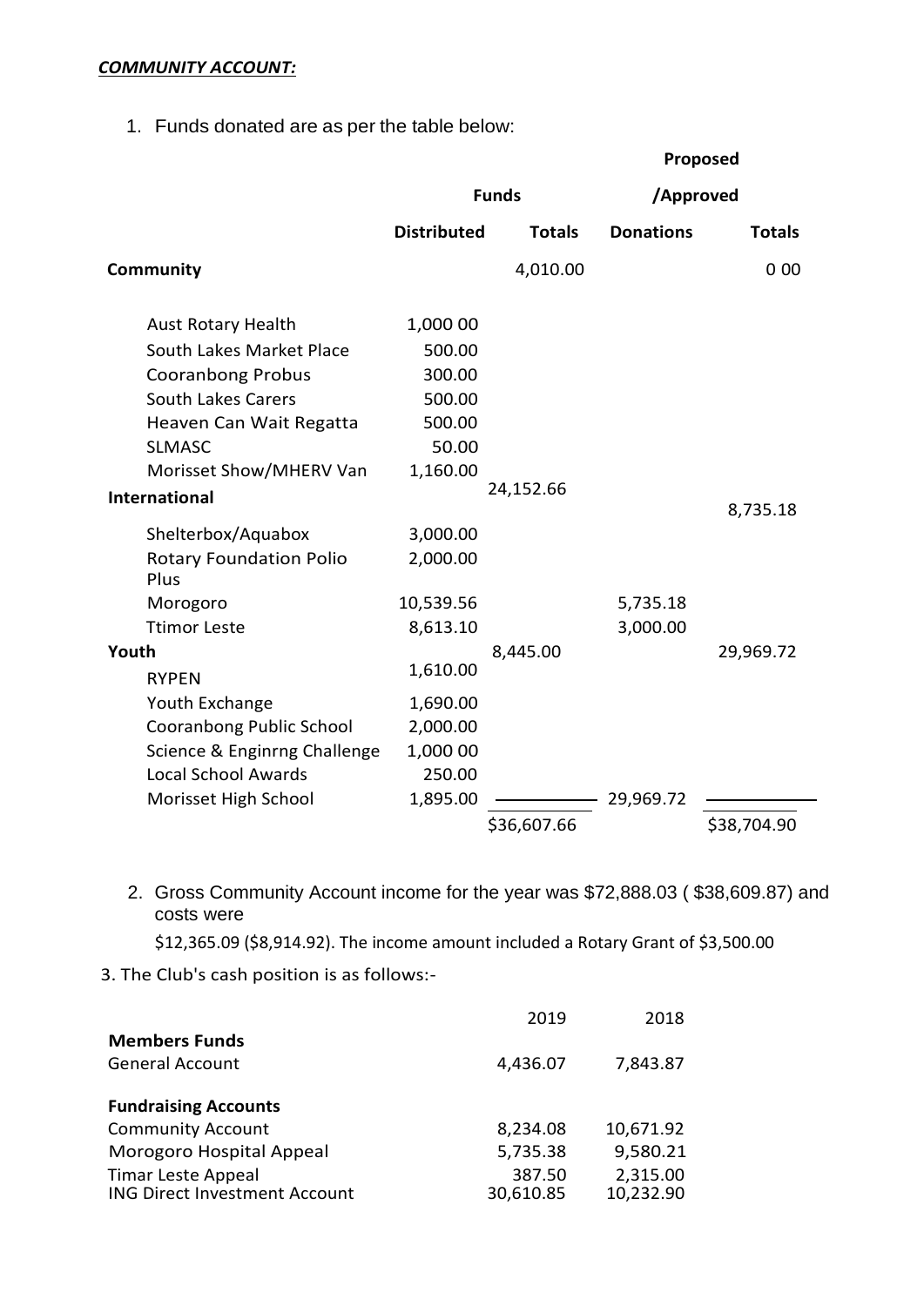***COMMUNITY ACCOUNT:***

1. Funds donated are as per the table below:

| | Funds | | Proposed /Approved | |
|---|---|---|---|---|
| | **Distributed** | **Totals** | **Donations** | **Totals** |
| **Community** | | 4,010.00 | | 0 00 |
| Aust Rotary Health | 1,000 00 | | | |
| South Lakes Market Place | 500.00 | | | |
| Cooranbong Probus | 300.00 | | | |
| South Lakes Carers | 500.00 | | | |
| Heaven Can Wait Regatta | 500.00 | | | |
| SLMASC | 50.00 | | | |
| Morisset Show/MHERV Van | 1,160.00 | | | |
| **International** | | 24,152.66 | | 8,735.18 |
| Shelterbox/Aquabox | 3,000.00 | | | |
| Rotary Foundation Polio Plus | 2,000.00 | | | |
| Morogoro | 10,539.56 | | 5,735.18 | |
| Ttimor Leste | 8,613.10 | | 3,000.00 | |
| **Youth** | | 8,445.00 | | 29,969.72 |
| RYPEN | 1,610.00 | | | |
| Youth Exchange | 1,690.00 | | | |
| Cooranbong Public School | 2,000.00 | | | |
| Science & Enginrng Challenge | 1,000 00 | | | |
| Local School Awards | 250.00 | | | |
| Morisset High School | 1,895.00 | | 29,969.72 | |
| | | $36,607.66 | | $38,704.90 |

2. Gross Community Account income for the year was $72,888.03 ( $38,609.87) and costs were $12,365.09 ($8,914.92). The income amount included a Rotary Grant of $3,500.00

3. The Club's cash position is as follows:-

| | 2019 | 2018 |
|---|---|---|
| **Members Funds** | | |
| General Account | 4,436.07 | 7,843.87 |
| **Fundraising Accounts** | | |
| Community Account | 8,234.08 | 10,671.92 |
| Morogoro Hospital Appeal | 5,735.38 | 9,580.21 |
| Timar Leste Appeal | 387.50 | 2,315.00 |
| ING Direct Investment Account | 30,610.85 | 10,232.90 |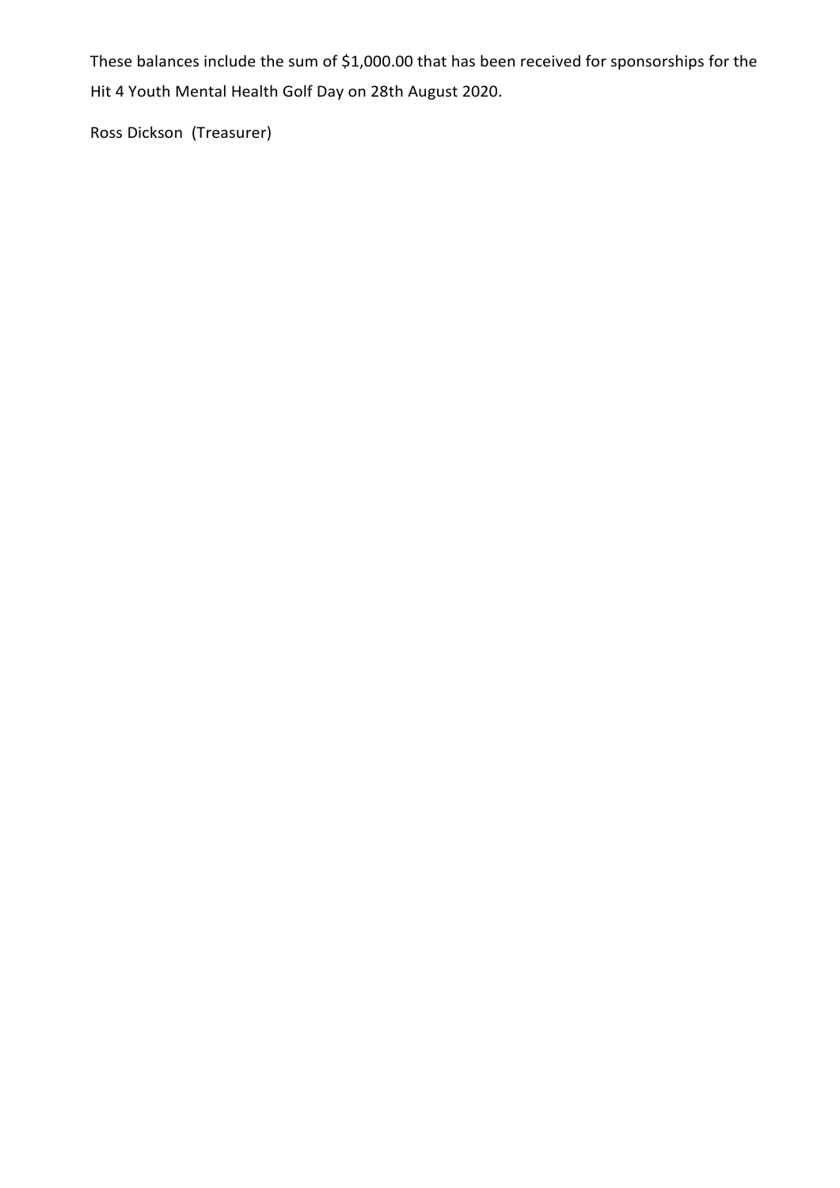These balances include the sum of $1,000.00 that has been received for sponsorships for the Hit 4 Youth Mental Health Golf Day on 28th August 2020.

Ross Dickson (Treasurer)